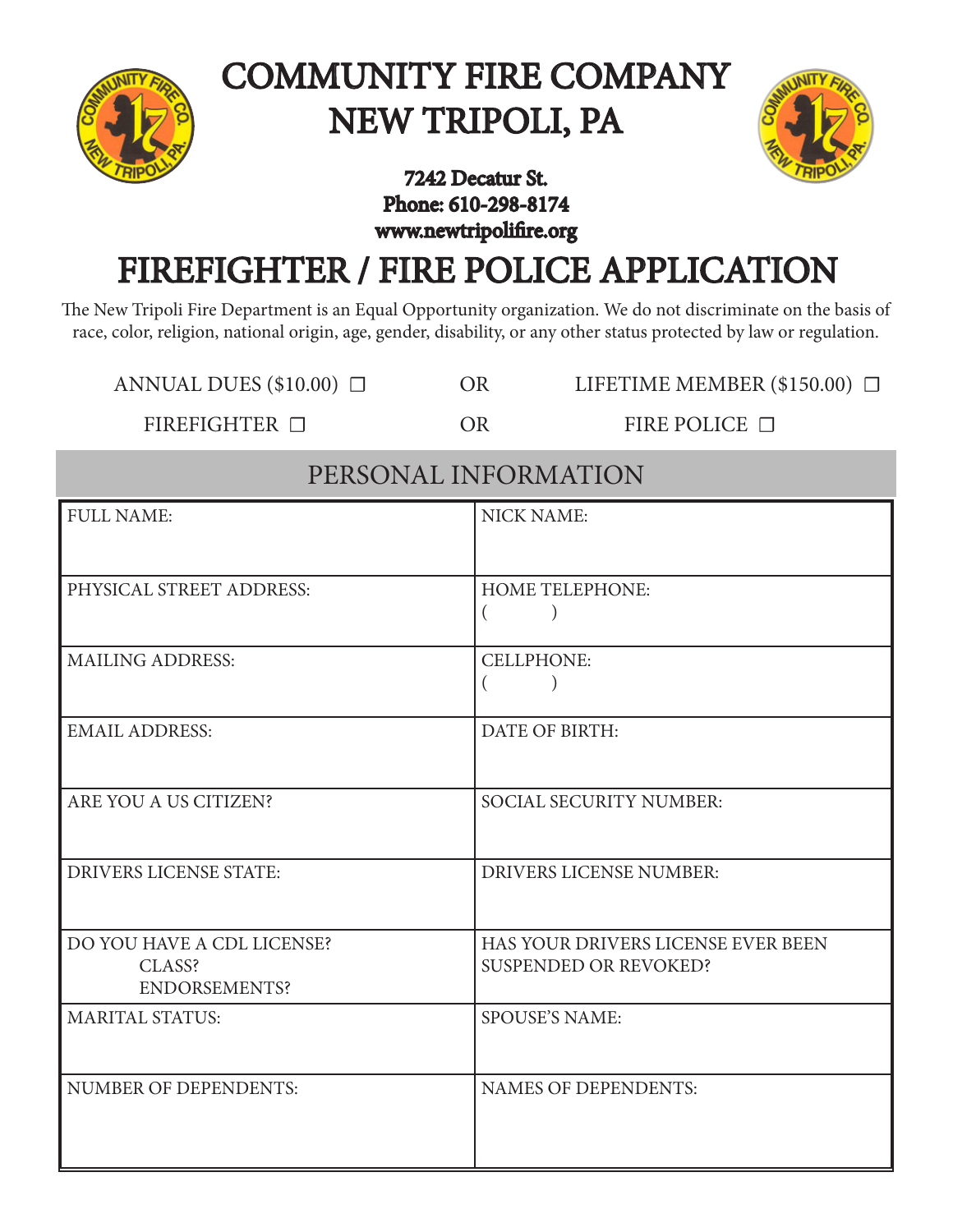# COMMUNITY FIRE COMPANY
# NEW TRIPOLI, PA

**7242 Decatur St.**
**Phone: 610-298-8174**
**www.newtripolifire.org**

# FIREFIGHTER / FIRE POLICE APPLICATION

The New Tripoli Fire Department is an Equal Opportunity organization. We do not discriminate on the basis of race, color, religion, national origin, age, gender, disability, or any other status protected by law or regulation.

ANNUAL DUES ($10.00) ☐ OR LIFETIME MEMBER ($150.00) ☐

FIREFIGHTER ☐ OR FIRE POLICE ☐

## PERSONAL INFORMATION

| | |
|---|---|
| FULL NAME: | NICK NAME: |
| PHYSICAL STREET ADDRESS: | HOME TELEPHONE: ( ) |
| MAILING ADDRESS: | CELLPHONE: ( ) |
| EMAIL ADDRESS: | DATE OF BIRTH: |
| ARE YOU A US CITIZEN? | SOCIAL SECURITY NUMBER: |
| DRIVERS LICENSE STATE: | DRIVERS LICENSE NUMBER: |
| DO YOU HAVE A CDL LICENSE? CLASS? ENDORSEMENTS? | HAS YOUR DRIVERS LICENSE EVER BEEN SUSPENDED OR REVOKED? |
| MARITAL STATUS: | SPOUSE'S NAME: |
| NUMBER OF DEPENDENTS: | NAMES OF DEPENDENTS: |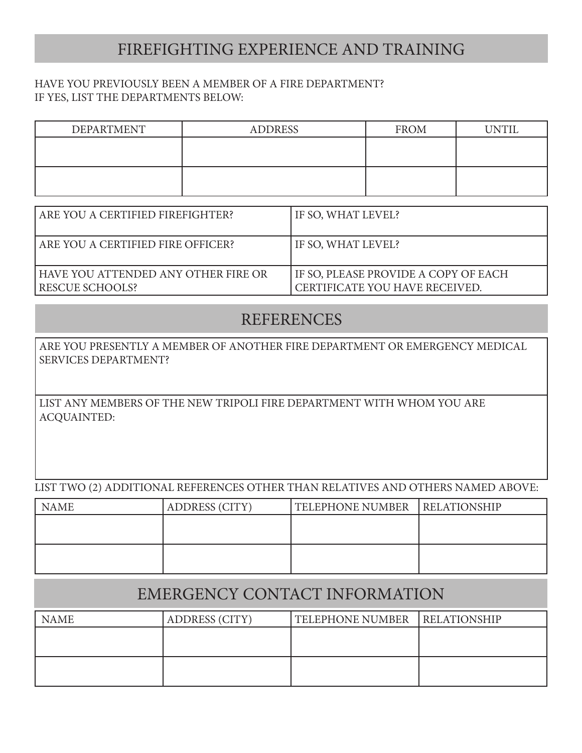## FIREFIGHTING EXPERIENCE AND TRAINING

HAVE YOU PREVIOUSLY BEEN A MEMBER OF A FIRE DEPARTMENT?
IF YES, LIST THE DEPARTMENTS BELOW:

| DEPARTMENT | ADDRESS | FROM | UNTIL |
|---|---|---|---|
| | | | |
| | | | |

| | |
|---|---|
| ARE YOU A CERTIFIED FIREFIGHTER? | IF SO, WHAT LEVEL? |
| ARE YOU A CERTIFIED FIRE OFFICER? | IF SO, WHAT LEVEL? |
| HAVE YOU ATTENDED ANY OTHER FIRE OR RESCUE SCHOOLS? | IF SO, PLEASE PROVIDE A COPY OF EACH CERTIFICATE YOU HAVE RECEIVED. |

## REFERENCES

ARE YOU PRESENTLY A MEMBER OF ANOTHER FIRE DEPARTMENT OR EMERGENCY MEDICAL SERVICES DEPARTMENT?

LIST ANY MEMBERS OF THE NEW TRIPOLI FIRE DEPARTMENT WITH WHOM YOU ARE ACQUAINTED:

LIST TWO (2) ADDITIONAL REFERENCES OTHER THAN RELATIVES AND OTHERS NAMED ABOVE:

| NAME | ADDRESS (CITY) | TELEPHONE NUMBER | RELATIONSHIP |
|---|---|---|---|
| | | | |
| | | | |

## EMERGENCY CONTACT INFORMATION

| NAME | ADDRESS (CITY) | TELEPHONE NUMBER | RELATIONSHIP |
|---|---|---|---|
| | | | |
| | | | |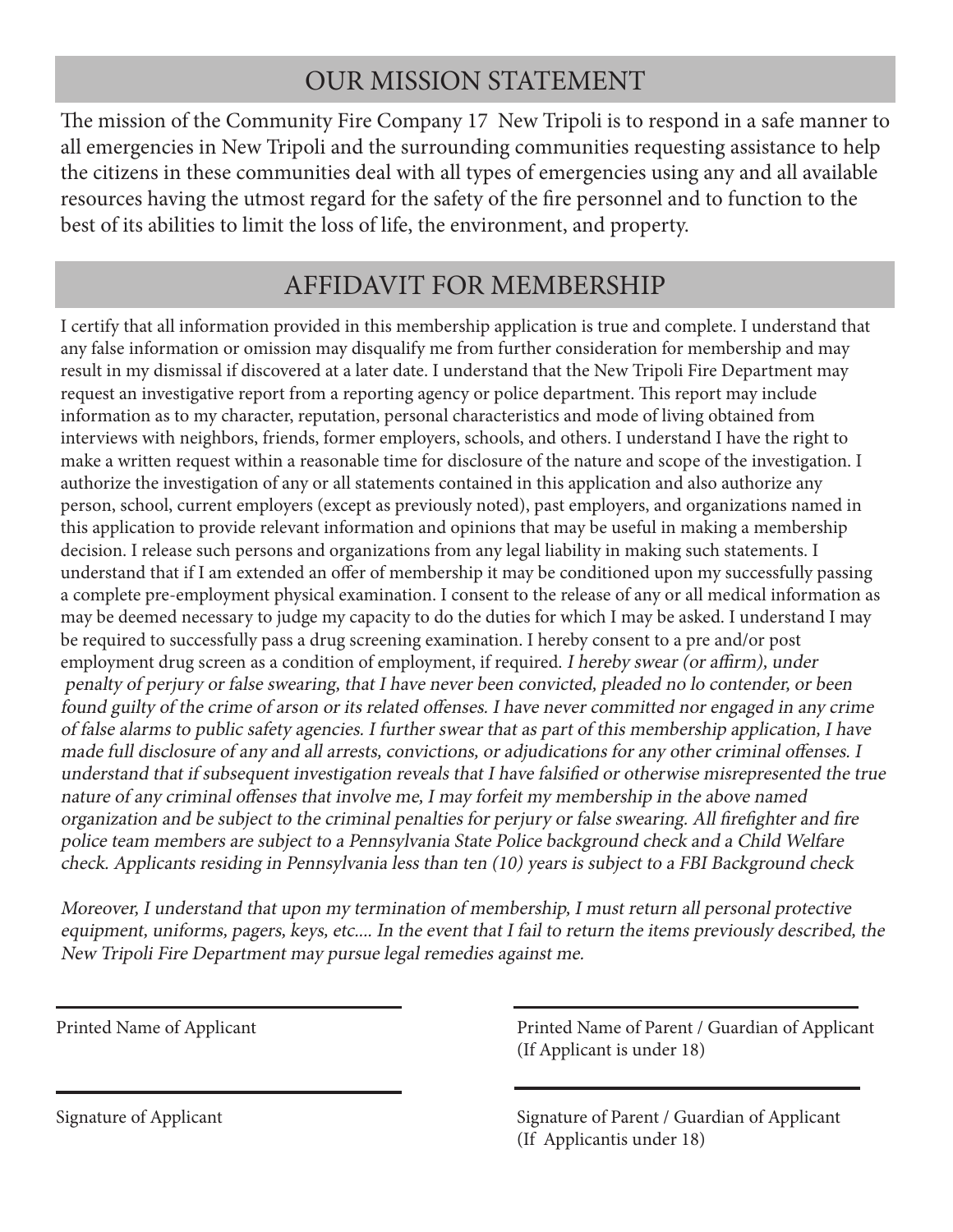## OUR MISSION STATEMENT

The mission of the Community Fire Company 17 New Tripoli is to respond in a safe manner to all emergencies in New Tripoli and the surrounding communities requesting assistance to help the citizens in these communities deal with all types of emergencies using any and all available resources having the utmost regard for the safety of the fire personnel and to function to the best of its abilities to limit the loss of life, the environment, and property.

## AFFIDAVIT FOR MEMBERSHIP

I certify that all information provided in this membership application is true and complete. I understand that any false information or omission may disqualify me from further consideration for membership and may result in my dismissal if discovered at a later date. I understand that the New Tripoli Fire Department may request an investigative report from a reporting agency or police department. This report may include information as to my character, reputation, personal characteristics and mode of living obtained from interviews with neighbors, friends, former employers, schools, and others. I understand I have the right to make a written request within a reasonable time for disclosure of the nature and scope of the investigation. I authorize the investigation of any or all statements contained in this application and also authorize any person, school, current employers (except as previously noted), past employers, and organizations named in this application to provide relevant information and opinions that may be useful in making a membership decision. I release such persons and organizations from any legal liability in making such statements. I understand that if I am extended an offer of membership it may be conditioned upon my successfully passing a complete pre-employment physical examination. I consent to the release of any or all medical information as may be deemed necessary to judge my capacity to do the duties for which I may be asked. I understand I may be required to successfully pass a drug screening examination. I hereby consent to a pre and/or post employment drug screen as a condition of employment, if required. *I hereby swear (or affirm), under penalty of perjury or false swearing, that I have never been convicted, pleaded no lo contender, or been found guilty of the crime of arson or its related offenses. I have never committed nor engaged in any crime of false alarms to public safety agencies. I further swear that as part of this membership application, I have made full disclosure of any and all arrests, convictions, or adjudications for any other criminal offenses. I understand that if subsequent investigation reveals that I have falsified or otherwise misrepresented the true nature of any criminal offenses that involve me, I may forfeit my membership in the above named organization and be subject to the criminal penalties for perjury or false swearing. All firefighter and fire police team members are subject to a Pennsylvania State Police background check and a Child Welfare check. Applicants residing in Pennsylvania less than ten (10) years is subject to a FBI Background check*

*Moreover, I understand that upon my termination of membership, I must return all personal protective equipment, uniforms, pagers, keys, etc.... In the event that I fail to return the items previously described, the New Tripoli Fire Department may pursue legal remedies against me.*

\_\_\_\_\_\_\_\_\_\_\_\_\_\_\_\_\_\_\_\_\_\_\_\_\_\_\_\_\_\_\_\_
Printed Name of Applicant

\_\_\_\_\_\_\_\_\_\_\_\_\_\_\_\_\_\_\_\_\_\_\_\_\_\_\_\_\_\_\_\_
Printed Name of Parent / Guardian of Applicant (If Applicant is under 18)

\_\_\_\_\_\_\_\_\_\_\_\_\_\_\_\_\_\_\_\_\_\_\_\_\_\_\_\_\_\_\_\_
Signature of Applicant

\_\_\_\_\_\_\_\_\_\_\_\_\_\_\_\_\_\_\_\_\_\_\_\_\_\_\_\_\_\_\_\_
Signature of Parent / Guardian of Applicant (If Applicantis under 18)